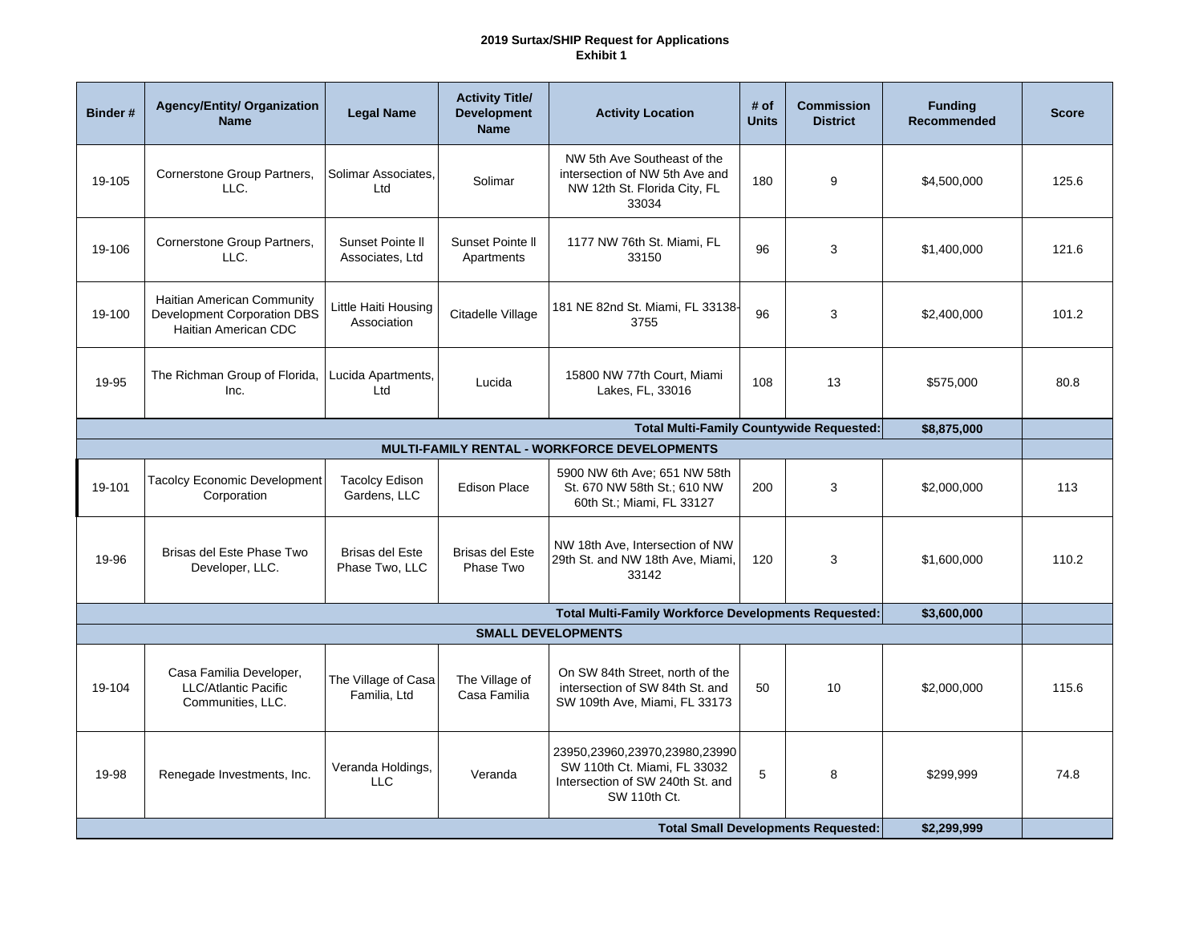**2019 Surtax/SHIP Request for Applications**
**Exhibit 1**

| Binder # | Agency/Entity/ Organization Name | Legal Name | Activity Title/ Development Name | Activity Location | # of Units | Commission District | Funding Recommended | Score |
|---|---|---|---|---|---|---|---|---|
| 19-105 | Cornerstone Group Partners, LLC. | Solimar Associates, Ltd | Solimar | NW 5th Ave Southeast of the intersection of NW 5th Ave and NW 12th St. Florida City, FL 33034 | 180 | 9 | $4,500,000 | 125.6 |
| 19-106 | Cornerstone Group Partners, LLC. | Sunset Pointe ll Associates, Ltd | Sunset Pointe ll Apartments | 1177 NW 76th St. Miami, FL 33150 | 96 | 3 | $1,400,000 | 121.6 |
| 19-100 | Haitian American Community Development Corporation DBS Haitian American CDC | Little Haiti Housing Association | Citadelle Village | 181 NE 82nd St. Miami, FL 33138-3755 | 96 | 3 | $2,400,000 | 101.2 |
| 19-95 | The Richman Group of Florida, Inc. | Lucida Apartments, Ltd | Lucida | 15800 NW 77th Court, Miami Lakes, FL, 33016 | 108 | 13 | $575,000 | 80.8 |
| | | | | | | **Total Multi-Family Countywide Requested:** | **$8,875,000** | |
| | | | **MULTI-FAMILY RENTAL - WORKFORCE DEVELOPMENTS** | | | | | |
| 19-101 | Tacolcy Economic Development Corporation | Tacolcy Edison Gardens, LLC | Edison Place | 5900 NW 6th Ave; 651 NW 58th St. 670 NW 58th St.; 610 NW 60th St.; Miami, FL 33127 | 200 | 3 | $2,000,000 | 113 |
| 19-96 | Brisas del Este Phase Two Developer, LLC. | Brisas del Este Phase Two, LLC | Brisas del Este Phase Two | NW 18th Ave, Intersection of NW 29th St. and NW 18th Ave, Miami, 33142 | 120 | 3 | $1,600,000 | 110.2 |
| | | | | | | **Total Multi-Family Workforce Developments Requested:** | **$3,600,000** | |
| | | | **SMALL DEVELOPMENTS** | | | | | |
| 19-104 | Casa Familia Developer, LLC/Atlantic Pacific Communities, LLC. | The Village of Casa Familia, Ltd | The Village of Casa Familia | On SW 84th Street, north of the intersection of SW 84th St. and SW 109th Ave, Miami, FL 33173 | 50 | 10 | $2,000,000 | 115.6 |
| 19-98 | Renegade Investments, Inc. | Veranda Holdings, LLC | Veranda | 23950,23960,23970,23980,23990 SW 110th Ct. Miami, FL 33032 Intersection of SW 240th St. and SW 110th Ct. | 5 | 8 | $299,999 | 74.8 |
| | | | | | | **Total Small Developments Requested:** | **$2,299,999** | |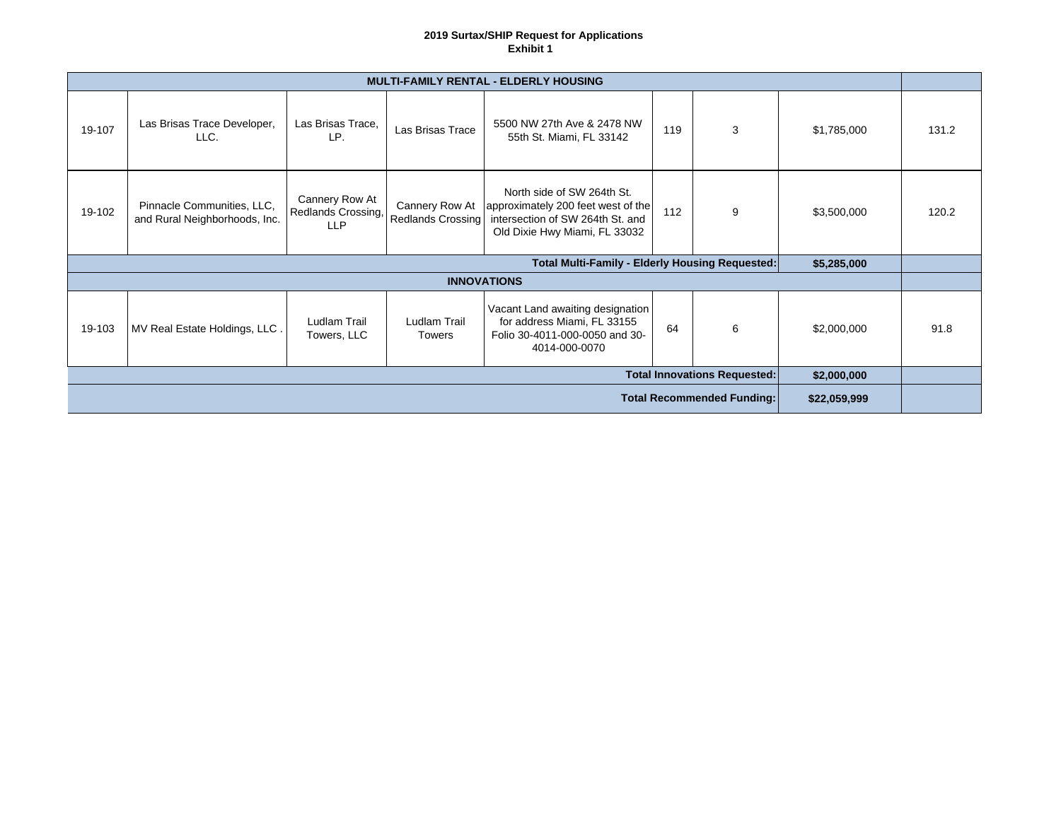**2019 Surtax/SHIP Request for Applications**
**Exhibit 1**

| | | | | | | | | |
|---|---|---|---|---|---|---|---|---|
| **MULTI-FAMILY RENTAL - ELDERLY HOUSING** | | | | | | | | |
| 19-107 | Las Brisas Trace Developer, LLC. | Las Brisas Trace, LP. | Las Brisas Trace | 5500 NW 27th Ave & 2478 NW 55th St. Miami, FL 33142 | 119 | 3 | $1,785,000 | 131.2 |
| 19-102 | Pinnacle Communities, LLC, and Rural Neighborhoods, Inc. | Cannery Row At Redlands Crossing, LLP | Cannery Row At Redlands Crossing | North side of SW 264th St. approximately 200 feet west of the intersection of SW 264th St. and Old Dixie Hwy Miami, FL 33032 | 112 | 9 | $3,500,000 | 120.2 |
| | | | | | | **Total Multi-Family - Elderly Housing Requested:** | **$5,285,000** | |
| **INNOVATIONS** | | | | | | | | |
| 19-103 | MV Real Estate Holdings, LLC . | Ludlam Trail Towers, LLC | Ludlam Trail Towers | Vacant Land awaiting designation for address Miami, FL 33155 Folio 30-4011-000-0050 and 30-4014-000-0070 | 64 | 6 | $2,000,000 | 91.8 |
| | | | | | | **Total Innovations Requested:** | **$2,000,000** | |
| | | | | | | **Total Recommended Funding:** | **$22,059,999** | |